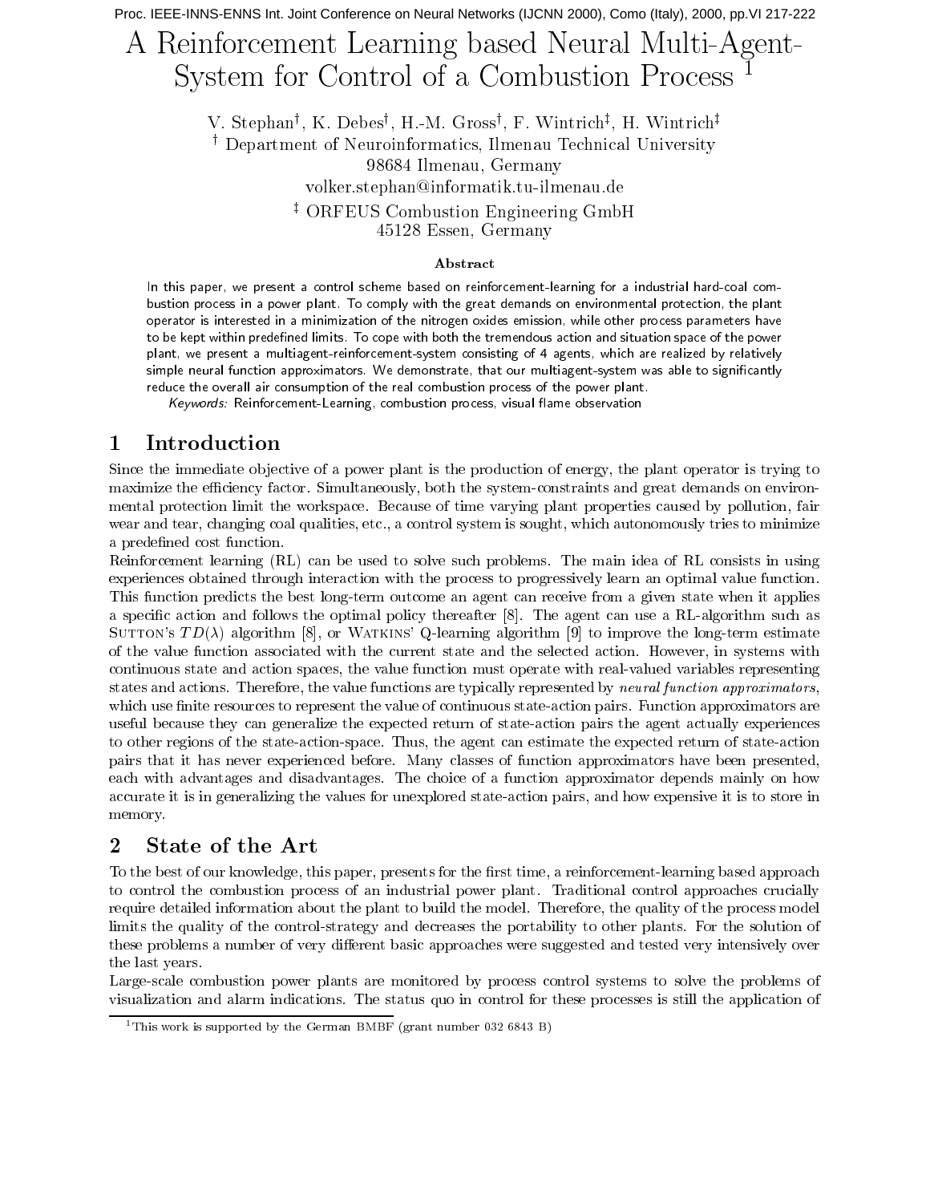# A Reinforcement Learning based Neural Multi-Agent-System for Control of a Combustion Process [1]

V. Stephan[†], K. Debes[†], H.-M. Gross[†], F. Wintrich[‡], H. Wintrich[‡]

[†] Department of Neuroinformatics, Ilmenau Technical University
98684 Ilmenau, Germany
volker.stephan@informatik.tu-ilmenau.de

[‡] ORFEUS Combustion Engineering GmbH
45128 Essen, Germany

### Abstract

In this paper, we present a control scheme based on reinforcement-learning for a industrial hard-coal combustion process in a power plant. To comply with the great demands on environmental protection, the plant operator is interested in a minimization of the nitrogen oxides emission, while other process parameters have to be kept within predefined limits. To cope with both the tremendous action and situation space of the power plant, we present a multiagent-reinforcement-system consisting of 4 agents, which are realized by relatively simple neural function approximators. We demonstrate, that our multiagent-system was able to significantly reduce the overall air consumption of the real combustion process of the power plant.

*Keywords:* Reinforcement-Learning, combustion process, visual flame observation

## 1 Introduction

Since the immediate objective of a power plant is the production of energy, the plant operator is trying to maximize the efficiency factor. Simultaneously, both the system-constraints and great demands on environmental protection limit the workspace. Because of time varying plant properties caused by pollution, fair wear and tear, changing coal qualities, etc., a control system is sought, which autonomously tries to minimize a predefined cost function.

Reinforcement learning (RL) can be used to solve such problems. The main idea of RL consists in using experiences obtained through interaction with the process to progressively learn an optimal value function. This function predicts the best long-term outcome an agent can receive from a given state when it applies a specific action and follows the optimal policy thereafter [8]. The agent can use a RL-algorithm such as Sutton's $TD(\lambda)$ algorithm [8], or Watkins' Q-learning algorithm [9] to improve the long-term estimate of the value function associated with the current state and the selected action. However, in systems with continuous state and action spaces, the value function must operate with real-valued variables representing states and actions. Therefore, the value functions are typically represented by *neural function approximators*, which use finite resources to represent the value of continuous state-action pairs. Function approximators are useful because they can generalize the expected return of state-action pairs the agent actually experiences to other regions of the state-action-space. Thus, the agent can estimate the expected return of state-action pairs that it has never experienced before. Many classes of function approximators have been presented, each with advantages and disadvantages. The choice of a function approximator depends mainly on how accurate it is in generalizing the values for unexplored state-action pairs, and how expensive it is to store in memory.

## 2 State of the Art

To the best of our knowledge, this paper, presents for the first time, a reinforcement-learning based approach to control the combustion process of an industrial power plant. Traditional control approaches crucially require detailed information about the plant to build the model. Therefore, the quality of the process model limits the quality of the control-strategy and decreases the portability to other plants. For the solution of these problems a number of very different basic approaches were suggested and tested very intensively over the last years.

Large-scale combustion power plants are monitored by process control systems to solve the problems of visualization and alarm indications. The status quo in control for these processes is still the application of

[1] This work is supported by the German BMBF (grant number 032 6843 B)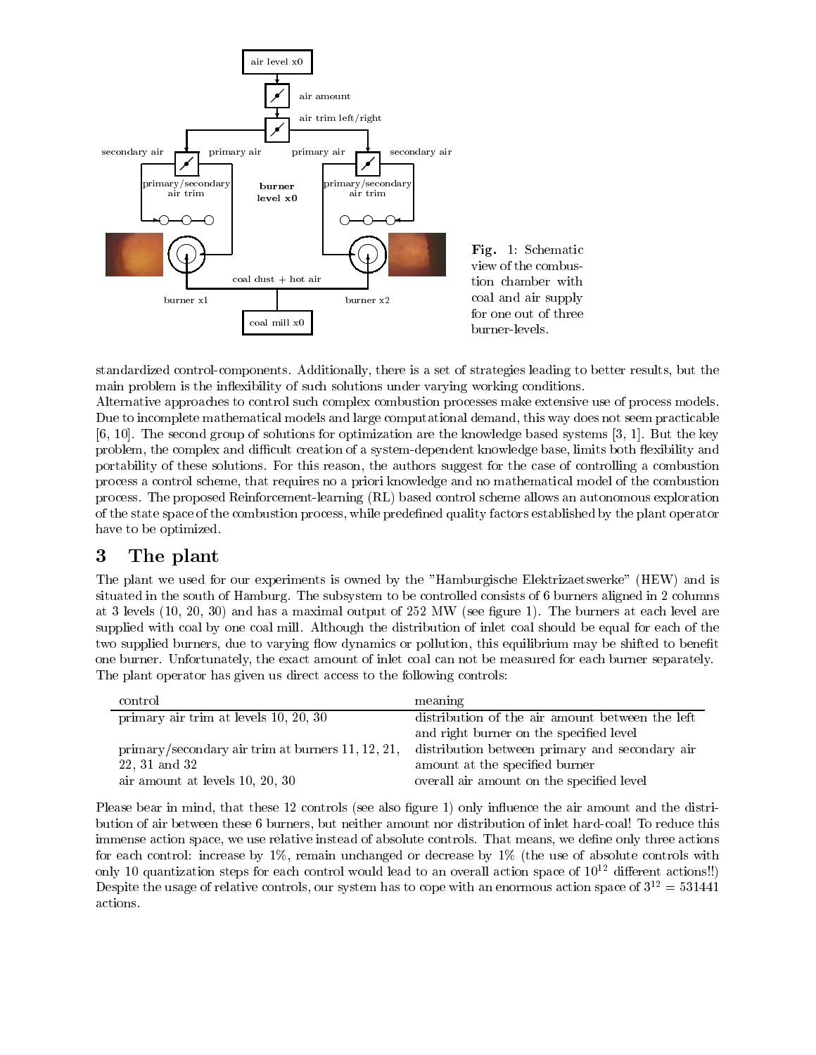Fig. 1: Schematic view of the combustion chamber with coal and air supply for one out of three burner-levels.

standardized control-components. Additionally, there is a set of strategies leading to better results, but the main problem is the inflexibility of such solutions under varying working conditions.
Alternative approaches to control such complex combustion processes make extensive use of process models. Due to incomplete mathematical models and large computational demand, this way does not seem practicable [6, 10]. The second group of solutions for optimization are the knowledge based systems [3, 1]. But the key problem, the complex and difficult creation of a system-dependent knowledge base, limits both flexibility and portability of these solutions. For this reason, the authors suggest for the case of controlling a combustion process a control scheme, that requires no a priori knowledge and no mathematical model of the combustion process. The proposed Reinforcement-learning (RL) based control scheme allows an autonomous exploration of the state space of the combustion process, while predefined quality factors established by the plant operator have to be optimized.

# 3 The plant

The plant we used for our experiments is owned by the "Hamburgische Elektrizaetswerke" (HEW) and is situated in the south of Hamburg. The subsystem to be controlled consists of 6 burners aligned in 2 columns at 3 levels (10, 20, 30) and has a maximal output of 252 MW (see figure 1). The burners at each level are supplied with coal by one coal mill. Although the distribution of inlet coal should be equal for each of the two supplied burners, due to varying flow dynamics or pollution, this equilibrium may be shifted to benefit one burner. Unfortunately, the exact amount of inlet coal can not be measured for each burner separately. The plant operator has given us direct access to the following controls:

| control | meaning |
|---|---|
| primary air trim at levels 10, 20, 30 | distribution of the air amount between the left and right burner on the specified level |
| primary/secondary air trim at burners 11, 12, 21, 22, 31 and 32 | distribution between primary and secondary air amount at the specified burner |
| air amount at levels 10, 20, 30 | overall air amount on the specified level |

Please bear in mind, that these 12 controls (see also figure 1) only influence the air amount and the distribution of air between these 6 burners, but neither amount nor distribution of inlet hard-coal! To reduce this immense action space, we use relative instead of absolute controls. That means, we define only three actions for each control: increase by 1%, remain unchanged or decrease by 1% (the use of absolute controls with only 10 quantization steps for each control would lead to an overall action space of $10^{12}$ different actions!!) Despite the usage of relative controls, our system has to cope with an enormous action space of $3^{12} = 531441$ actions.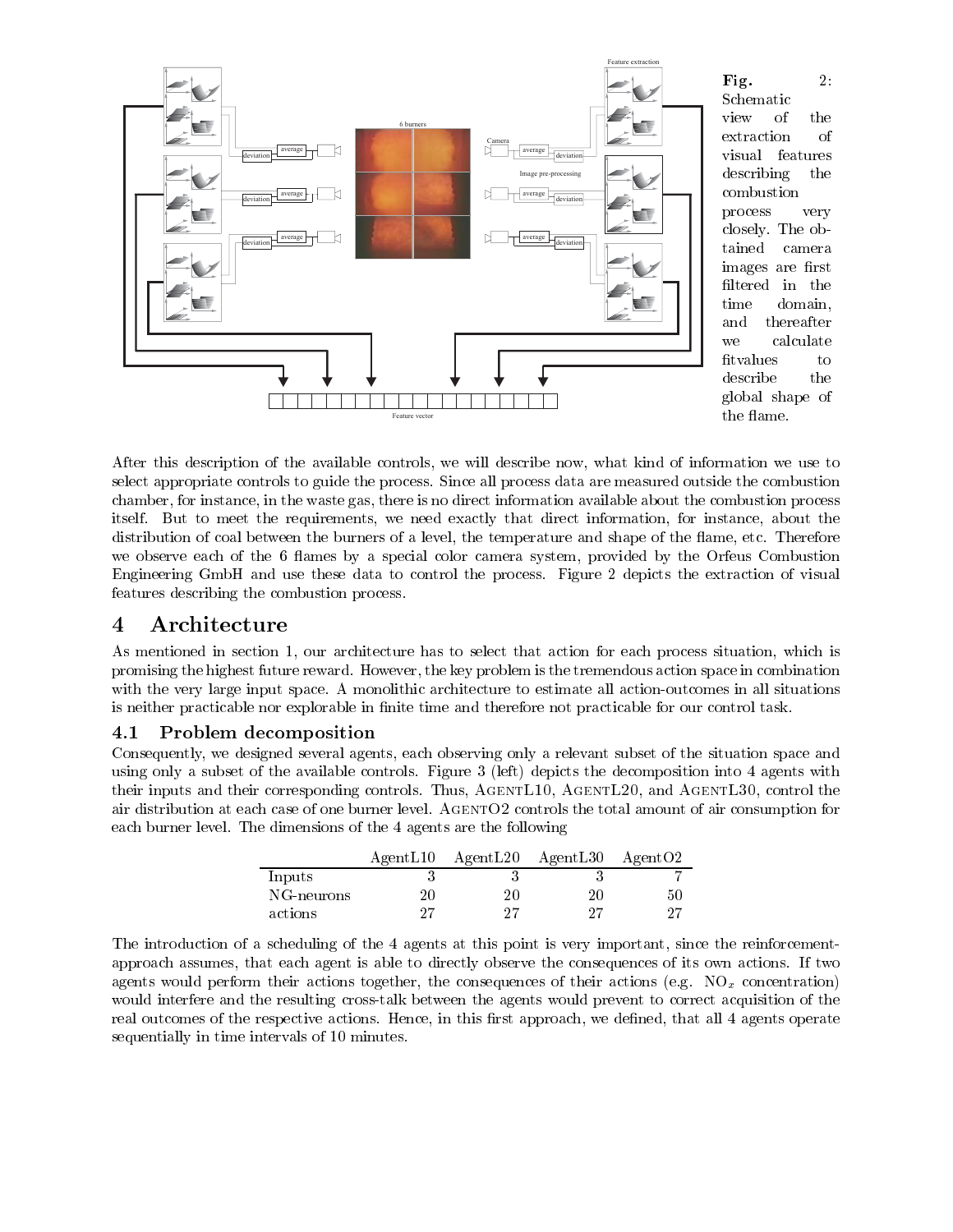**Fig. 2:** Schematic view of the extraction of visual features describing the combustion process very closely. The obtained camera images are first filtered in the time domain, and thereafter we calculate fitvalues to describe the global shape of the flame.

After this description of the available controls, we will describe now, what kind of information we use to select appropriate controls to guide the process. Since all process data are measured outside the combustion chamber, for instance, in the waste gas, there is no direct information available about the combustion process itself. But to meet the requirements, we need exactly that direct information, for instance, about the distribution of coal between the burners of a level, the temperature and shape of the flame, etc. Therefore we observe each of the 6 flames by a special color camera system, provided by the Orfeus Combustion Engineering GmbH and use these data to control the process. Figure 2 depicts the extraction of visual features describing the combustion process.

# 4 Architecture

As mentioned in section 1, our architecture has to select that action for each process situation, which is promising the highest future reward. However, the key problem is the tremendous action space in combination with the very large input space. A monolithic architecture to estimate all action-outcomes in all situations is neither practicable nor explorable in finite time and therefore not practicable for our control task.

## 4.1 Problem decomposition

Consequently, we designed several agents, each observing only a relevant subset of the situation space and using only a subset of the available controls. Figure 3 (left) depicts the decomposition into 4 agents with their inputs and their corresponding controls. Thus, AgentL10, AgentL20, and AgentL30, control the air distribution at each case of one burner level. AgentO2 controls the total amount of air consumption for each burner level. The dimensions of the 4 agents are the following

| | AgentL10 | AgentL20 | AgentL30 | AgentO2 |
|---|---|---|---|---|
| Inputs | 3 | 3 | 3 | 7 |
| NG-neurons | 20 | 20 | 20 | 50 |
| actions | 27 | 27 | 27 | 27 |

The introduction of a scheduling of the 4 agents at this point is very important, since the reinforcement-approach assumes, that each agent is able to directly observe the consequences of its own actions. If two agents would perform their actions together, the consequences of their actions (e.g. $NO_x$ concentration) would interfere and the resulting cross-talk between the agents would prevent to correct acquisition of the real outcomes of the respective actions. Hence, in this first approach, we defined, that all 4 agents operate sequentially in time intervals of 10 minutes.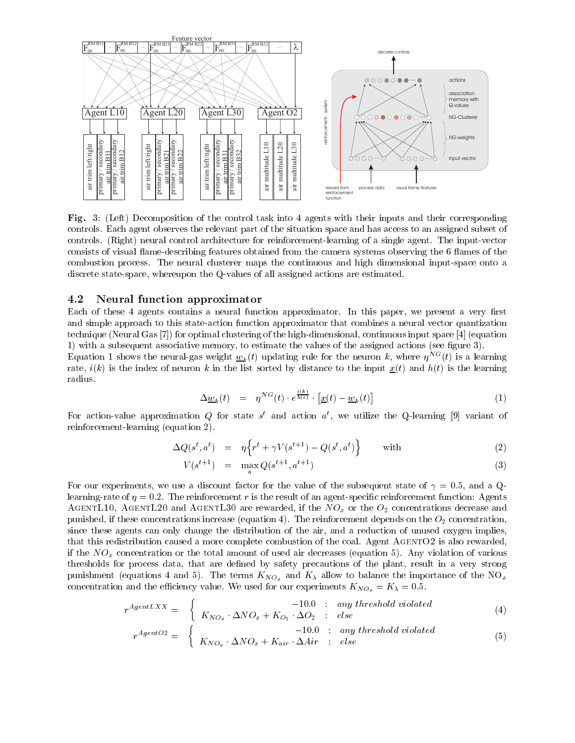**Fig. 3:** (Left) Decomposition of the control task into 4 agents with their inputs and their corresponding controls. Each agent observes the relevant part of the situation space and has access to an assigned subset of controls. (Right) neural control architecture for reinforcement-learning of a single agent. The input-vector consists of visual flame-describing features obtained from the camera systems observing the 6 flames of the combustion process. The neural clusterer maps the continuous and high dimensional input-space onto a discrete state-space, whereupon the Q-values of all assigned actions are estimated.

## 4.2 Neural function approximator

Each of these 4 agents contains a neural function approximator. In this paper, we present a very first and simple approach to this state-action function approximator that combines a neural vector quantization technique (Neural Gas [7]) for optimal clustering of the high-dimensional, continuous input space [4] (equation 1) with a subsequent associative memory, to estimate the values of the assigned actions (see figure 3).
Equation 1 shows the neural-gas weight $\underline{w}_k(t)$ updating rule for the neuron $k$, where $\eta^{NG}(t)$ is a learning rate, $i(k)$ is the index of neuron $k$ in the list sorted by distance to the input $\underline{x}(t)$ and $h(t)$ is the learning radius.

$$\Delta \underline{w}_k(t) \quad = \quad \eta^{NG}(t) \cdot e^{\frac{i(k)}{h(t)}} \cdot \left[ \underline{x}(t) - \underline{w}_k(t) \right] \tag{1}$$

For action-value approximation $Q$ for state $s^t$ and action $a^t$, we utilize the Q-learning [9] variant of reinforcement-learning (equation 2).

$$\Delta Q(s^t, a^t) \quad = \quad \eta \Big\{ r^t + \gamma V(s^{t+1}) - Q(s^t, a^t) \Big\} \qquad \text{with} \tag{2}$$

$$V(s^{t+1}) \quad = \quad \max_a Q(s^{t+1}, a^{t+1}) \tag{3}$$

For our experiments, we use a discount factor for the value of the subsequent state of $\gamma = 0.5$, and a Q-learning-rate of $\eta = 0.2$. The reinforcement $r$ is the result of an agent-specific reinforcement function: Agents AgentL10, AgentL20 and AgentL30 are rewarded, if the $NO_x$ or the $O_2$ concentrations decrease and punished, if these concentrations increase (equation 4). The reinforcement depends on the $O_2$ concentration, since these agents can only change the distribution of the air, and a reduction of unused oxygen implies, that this redistribution caused a more complete combustion of the coal. Agent AgentO2 is also rewarded, if the $NO_x$ concentration or the total amount of used air decreases (equation 5). Any violation of various thresholds for process data, that are defined by safety precautions of the plant, result in a very strong punishment (equations 4 and 5). The terms $K_{NO_x}$ and $K_\lambda$ allow to balance the importance of the $NO_x$ concentration and the efficiency value. We used for our experiments $K_{NO_x} = K_\lambda = 0.5$.

$$r^{AgentLXX} = \left\{ \begin{array}{rcl} -10.0 & : & \textit{any threshold violated} \\ K_{NO_x} \cdot \Delta NO_x + K_{O_2} \cdot \Delta O_2 & : & \textit{else} \end{array} \right. \tag{4}$$

$$r^{AgentO2} = \left\{ \begin{array}{rcl} -10.0 & : & \textit{any threshold violated} \\ K_{NO_x} \cdot \Delta NO_x + K_{air} \cdot \Delta Air & : & \textit{else} \end{array} \right. \tag{5}$$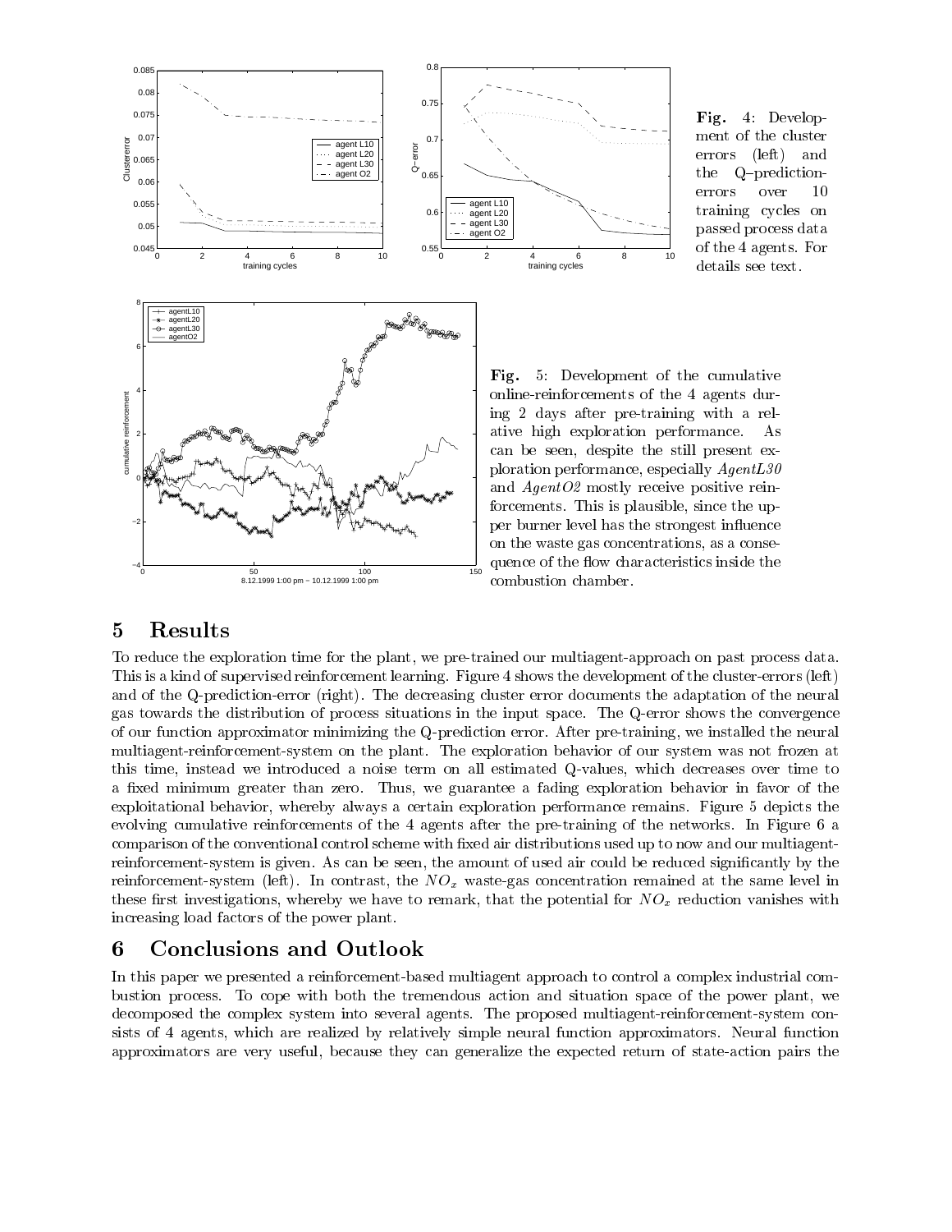**Fig. 4**: Development of the cluster errors (left) and the Q–prediction-errors over 10 training cycles on passed process data of the 4 agents. For details see text.

**Fig. 5**: Development of the cumulative online-reinforcements of the 4 agents during 2 days after pre-training with a relative high exploration performance. As can be seen, despite the still present exploration performance, especially *AgentL30* and *AgentO2* mostly receive positive reinforcements. This is plausible, since the upper burner level has the strongest influence on the waste gas concentrations, as a consequence of the flow characteristics inside the combustion chamber.

## 5 Results

To reduce the exploration time for the plant, we pre-trained our multiagent-approach on past process data. This is a kind of supervised reinforcement learning. Figure 4 shows the development of the cluster-errors (left) and of the Q-prediction-error (right). The decreasing cluster error documents the adaptation of the neural gas towards the distribution of process situations in the input space. The Q-error shows the convergence of our function approximator minimizing the Q-prediction error. After pre-training, we installed the neural multiagent-reinforcement-system on the plant. The exploration behavior of our system was not frozen at this time, instead we introduced a noise term on all estimated Q-values, which decreases over time to a fixed minimum greater than zero. Thus, we guarantee a fading exploration behavior in favor of the exploitational behavior, whereby always a certain exploration performance remains. Figure 5 depicts the evolving cumulative reinforcements of the 4 agents after the pre-training of the networks. In Figure 6 a comparison of the conventional control scheme with fixed air distributions used up to now and our multiagent-reinforcement-system is given. As can be seen, the amount of used air could be reduced significantly by the reinforcement-system (left). In contrast, the $NO_x$ waste-gas concentration remained at the same level in these first investigations, whereby we have to remark, that the potential for $NO_x$ reduction vanishes with increasing load factors of the power plant.

## 6 Conclusions and Outlook

In this paper we presented a reinforcement-based multiagent approach to control a complex industrial combustion process. To cope with both the tremendous action and situation space of the power plant, we decomposed the complex system into several agents. The proposed multiagent-reinforcement-system consists of 4 agents, which are realized by relatively simple neural function approximators. Neural function approximators are very useful, because they can generalize the expected return of state-action pairs the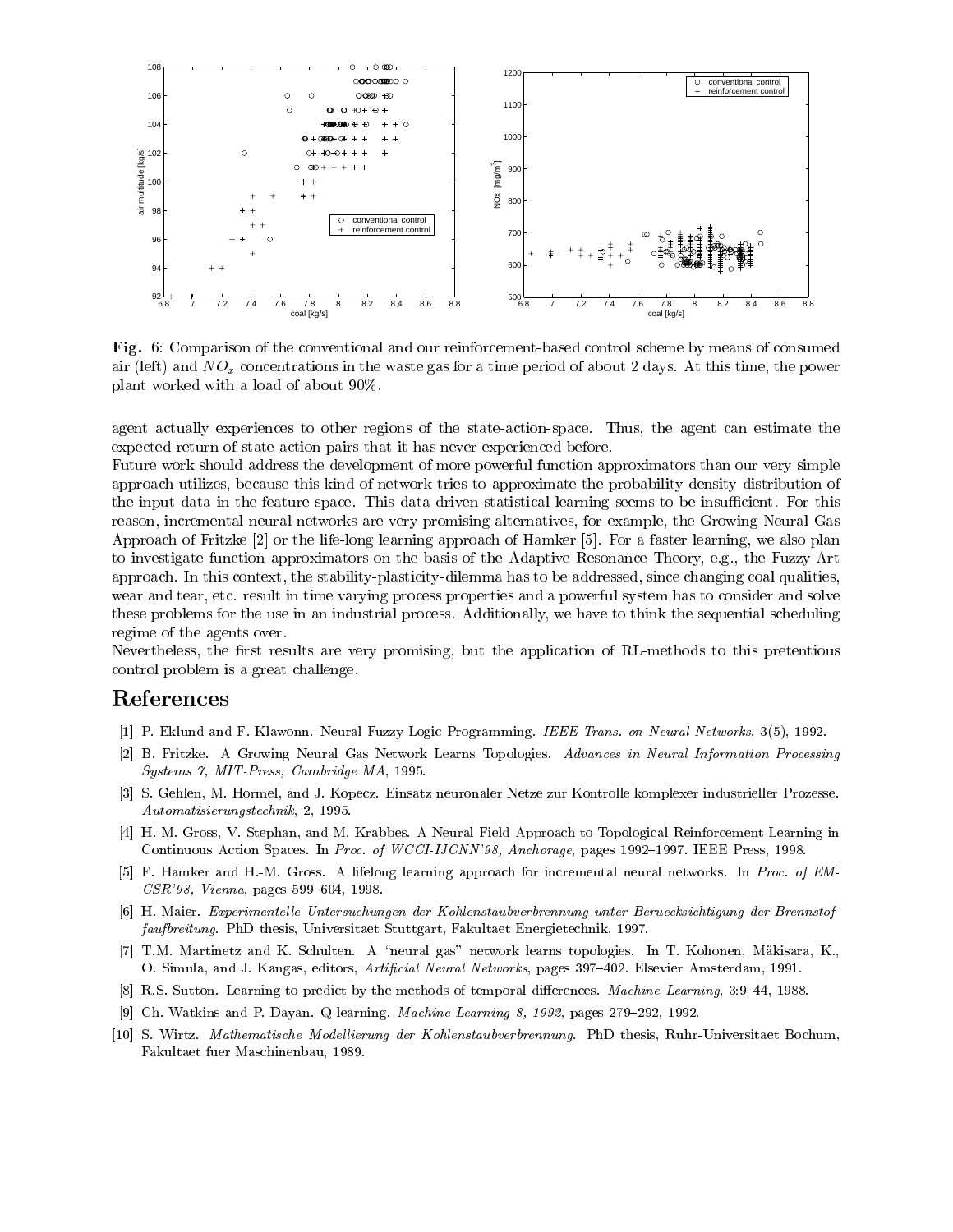108
106
104
102
100
98
96
94
92
air multitude [kg/s]
6.8 7 7.2 7.4 7.6 7.8 8 8.2 8.4 8.6 8.8
coal [kg/s]
conventional control
reinforcement control

1200
1100
1000
900
800
700
600
500
NOx [mg/m$^3$]
6.8 7 7.2 7.4 7.6 7.8 8 8.2 8.4 8.6 8.8
coal [kg/s]
conventional control
reinforcement control

**Fig.** 6: Comparison of the conventional and our reinforcement-based control scheme by means of consumed air (left) and $NO_x$ concentrations in the waste gas for a time period of about 2 days. At this time, the power plant worked with a load of about 90%.

agent actually experiences to other regions of the state-action-space. Thus, the agent can estimate the expected return of state-action pairs that it has never experienced before.

Future work should address the development of more powerful function approximators than our very simple approach utilizes, because this kind of network tries to approximate the probability density distribution of the input data in the feature space. This data driven statistical learning seems to be insufficient. For this reason, incremental neural networks are very promising alternatives, for example, the Growing Neural Gas Approach of Fritzke [2] or the life-long learning approach of Hamker [5]. For a faster learning, we also plan to investigate function approximators on the basis of the Adaptive Resonance Theory, e.g., the Fuzzy-Art approach. In this context, the stability-plasticity-dilemma has to be addressed, since changing coal qualities, wear and tear, etc. result in time varying process properties and a powerful system has to consider and solve these problems for the use in an industrial process. Additionally, we have to think the sequential scheduling regime of the agents over.

Nevertheless, the first results are very promising, but the application of RL-methods to this pretentious control problem is a great challenge.

# References

[1] P. Eklund and F. Klawonn. Neural Fuzzy Logic Programming. *IEEE Trans. on Neural Networks*, 3(5), 1992.

[2] B. Fritzke. A Growing Neural Gas Network Learns Topologies. *Advances in Neural Information Processing Systems 7, MIT-Press, Cambridge MA*, 1995.

[3] S. Gehlen, M. Hormel, and J. Kopecz. Einsatz neuronaler Netze zur Kontrolle komplexer industrieller Prozesse. *Automatisierungstechnik*, 2, 1995.

[4] H.-M. Gross, V. Stephan, and M. Krabbes. A Neural Field Approach to Topological Reinforcement Learning in Continuous Action Spaces. In *Proc. of WCCI-IJCNN'98, Anchorage*, pages 1992–1997. IEEE Press, 1998.

[5] F. Hamker and H.-M. Gross. A lifelong learning approach for incremental neural networks. In *Proc. of EMCSR'98, Vienna*, pages 599–604, 1998.

[6] H. Maier. *Experimentelle Untersuchungen der Kohlenstaubverbrennung unter Beruecksichtigung der Brennstofaufbreitung*. PhD thesis, Universitaet Stuttgart, Fakultaet Energietechnik, 1997.

[7] T.M. Martinetz and K. Schulten. A "neural gas" network learns topologies. In T. Kohonen, Mäkisara, K., O. Simula, and J. Kangas, editors, *Artificial Neural Networks*, pages 397–402. Elsevier Amsterdam, 1991.

[8] R.S. Sutton. Learning to predict by the methods of temporal differences. *Machine Learning*, 3:9–44, 1988.

[9] Ch. Watkins and P. Dayan. Q-learning. *Machine Learning 8, 1992*, pages 279–292, 1992.

[10] S. Wirtz. *Mathematische Modellierung der Kohlenstaubverbrennung*. PhD thesis, Ruhr-Universitaet Bochum, Fakultaet fuer Maschinenbau, 1989.